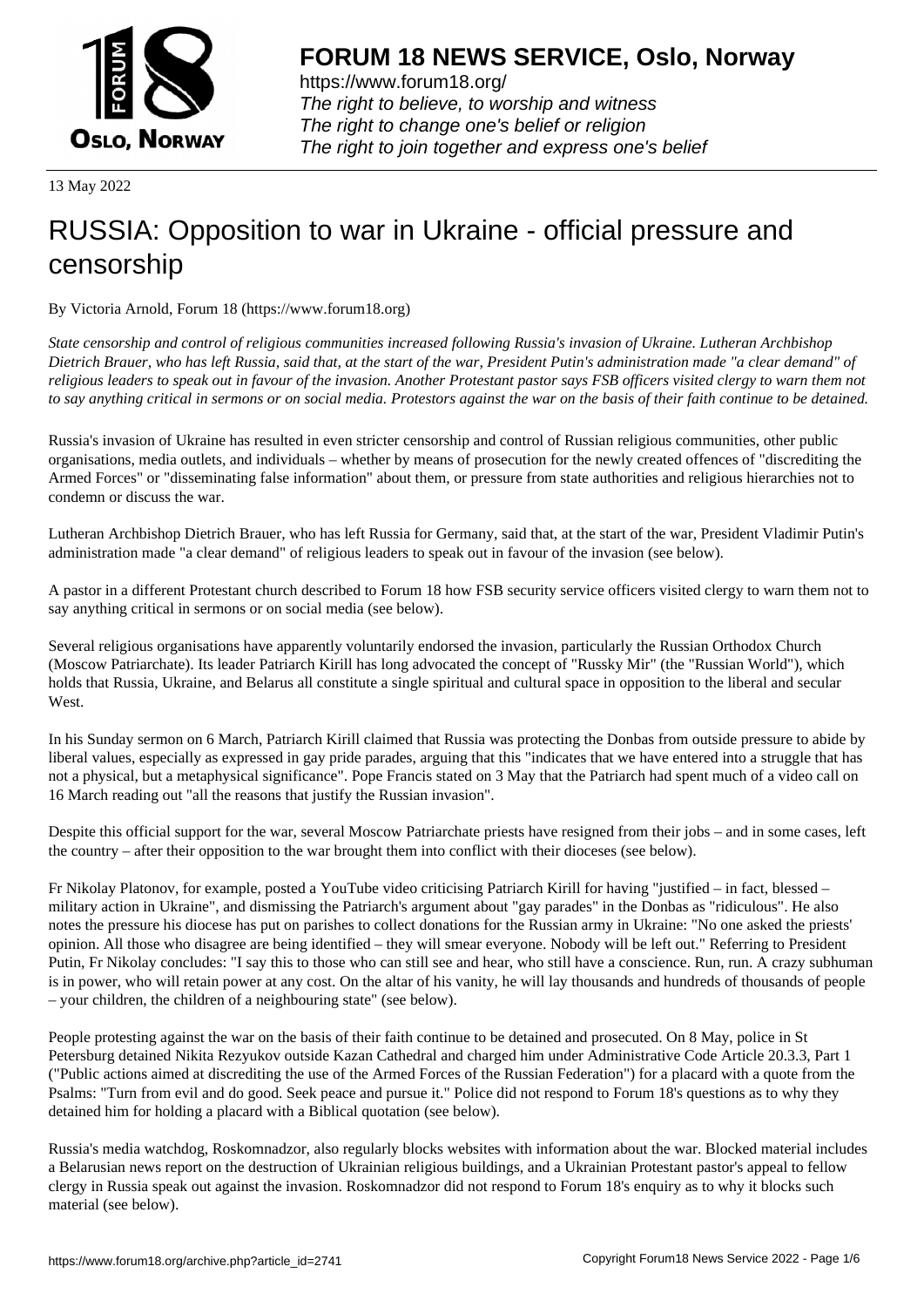**FORUM 18 NEWS SERVICE, Oslo, Norway**

https://www.forum18.org/
*The right to believe, to worship and witness*
*The right to change one's belief or religion*
*The right to join together and express one's belief*

13 May 2022

# RUSSIA: Opposition to war in Ukraine - official pressure and censorship

By Victoria Arnold, Forum 18 (https://www.forum18.org)

*State censorship and control of religious communities increased following Russia's invasion of Ukraine. Lutheran Archbishop Dietrich Brauer, who has left Russia, said that, at the start of the war, President Putin's administration made "a clear demand" of religious leaders to speak out in favour of the invasion. Another Protestant pastor says FSB officers visited clergy to warn them not to say anything critical in sermons or on social media. Protestors against the war on the basis of their faith continue to be detained.*

Russia's invasion of Ukraine has resulted in even stricter censorship and control of Russian religious communities, other public organisations, media outlets, and individuals – whether by means of prosecution for the newly created offences of "discrediting the Armed Forces" or "disseminating false information" about them, or pressure from state authorities and religious hierarchies not to condemn or discuss the war.

Lutheran Archbishop Dietrich Brauer, who has left Russia for Germany, said that, at the start of the war, President Vladimir Putin's administration made "a clear demand" of religious leaders to speak out in favour of the invasion (see below).

A pastor in a different Protestant church described to Forum 18 how FSB security service officers visited clergy to warn them not to say anything critical in sermons or on social media (see below).

Several religious organisations have apparently voluntarily endorsed the invasion, particularly the Russian Orthodox Church (Moscow Patriarchate). Its leader Patriarch Kirill has long advocated the concept of "Russky Mir" (the "Russian World"), which holds that Russia, Ukraine, and Belarus all constitute a single spiritual and cultural space in opposition to the liberal and secular West.

In his Sunday sermon on 6 March, Patriarch Kirill claimed that Russia was protecting the Donbas from outside pressure to abide by liberal values, especially as expressed in gay pride parades, arguing that this "indicates that we have entered into a struggle that has not a physical, but a metaphysical significance". Pope Francis stated on 3 May that the Patriarch had spent much of a video call on 16 March reading out "all the reasons that justify the Russian invasion".

Despite this official support for the war, several Moscow Patriarchate priests have resigned from their jobs – and in some cases, left the country – after their opposition to the war brought them into conflict with their dioceses (see below).

Fr Nikolay Platonov, for example, posted a YouTube video criticising Patriarch Kirill for having "justified – in fact, blessed – military action in Ukraine", and dismissing the Patriarch's argument about "gay parades" in the Donbas as "ridiculous". He also notes the pressure his diocese has put on parishes to collect donations for the Russian army in Ukraine: "No one asked the priests' opinion. All those who disagree are being identified – they will smear everyone. Nobody will be left out." Referring to President Putin, Fr Nikolay concludes: "I say this to those who can still see and hear, who still have a conscience. Run, run. A crazy subhuman is in power, who will retain power at any cost. On the altar of his vanity, he will lay thousands and hundreds of thousands of people – your children, the children of a neighbouring state" (see below).

People protesting against the war on the basis of their faith continue to be detained and prosecuted. On 8 May, police in St Petersburg detained Nikita Rezyukov outside Kazan Cathedral and charged him under Administrative Code Article 20.3.3, Part 1 ("Public actions aimed at discrediting the use of the Armed Forces of the Russian Federation") for a placard with a quote from the Psalms: "Turn from evil and do good. Seek peace and pursue it." Police did not respond to Forum 18's questions as to why they detained him for holding a placard with a Biblical quotation (see below).

Russia's media watchdog, Roskomnadzor, also regularly blocks websites with information about the war. Blocked material includes a Belarusian news report on the destruction of Ukrainian religious buildings, and a Ukrainian Protestant pastor's appeal to fellow clergy in Russia speak out against the invasion. Roskomnadzor did not respond to Forum 18's enquiry as to why it blocks such material (see below).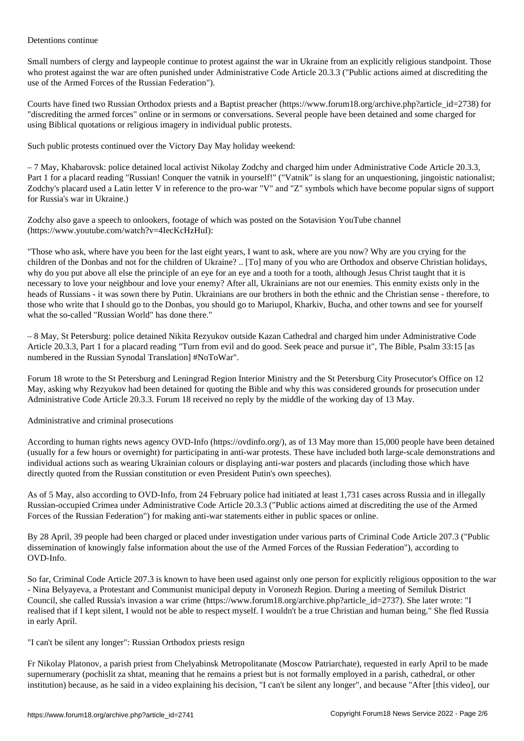## Detentions continue

Small numbers of clergy and laypeople continue to protest against the war in Ukraine from an explicitly religious standpoint. Those who protest against the war are often punished under Administrative Code Article 20.3.3 ("Public actions aimed at discrediting the use of the Armed Forces of the Russian Federation").

Courts have fined two Russian Orthodox priests and a Baptist preacher (https://www.forum18.org/archive.php?article_id=2738) for "discrediting the armed forces" online or in sermons or conversations. Several people have been detained and some charged for using Biblical quotations or religious imagery in individual public protests.

Such public protests continued over the Victory Day May holiday weekend:

– 7 May, Khabarovsk: police detained local activist Nikolay Zodchy and charged him under Administrative Code Article 20.3.3, Part 1 for a placard reading "Russian! Conquer the vatnik in yourself!" ("Vatnik" is slang for an unquestioning, jingoistic nationalist; Zodchy's placard used a Latin letter V in reference to the pro-war "V" and "Z" symbols which have become popular signs of support for Russia's war in Ukraine.)

Zodchy also gave a speech to onlookers, footage of which was posted on the Sotavision YouTube channel (https://www.youtube.com/watch?v=4IecKcHzHuI):

"Those who ask, where have you been for the last eight years, I want to ask, where are you now? Why are you crying for the children of the Donbas and not for the children of Ukraine? .. [To] many of you who are Orthodox and observe Christian holidays, why do you put above all else the principle of an eye for an eye and a tooth for a tooth, although Jesus Christ taught that it is necessary to love your neighbour and love your enemy? After all, Ukrainians are not our enemies. This enmity exists only in the heads of Russians - it was sown there by Putin. Ukrainians are our brothers in both the ethnic and the Christian sense - therefore, to those who write that I should go to the Donbas, you should go to Mariupol, Kharkiv, Bucha, and other towns and see for yourself what the so-called "Russian World" has done there."

– 8 May, St Petersburg: police detained Nikita Rezyukov outside Kazan Cathedral and charged him under Administrative Code Article 20.3.3, Part 1 for a placard reading "Turn from evil and do good. Seek peace and pursue it", The Bible, Psalm 33:15 [as numbered in the Russian Synodal Translation] #NoToWar".

Forum 18 wrote to the St Petersburg and Leningrad Region Interior Ministry and the St Petersburg City Prosecutor's Office on 12 May, asking why Rezyukov had been detained for quoting the Bible and why this was considered grounds for prosecution under Administrative Code Article 20.3.3. Forum 18 received no reply by the middle of the working day of 13 May.

## Administrative and criminal prosecutions

According to human rights news agency OVD-Info (https://ovdinfo.org/), as of 13 May more than 15,000 people have been detained (usually for a few hours or overnight) for participating in anti-war protests. These have included both large-scale demonstrations and individual actions such as wearing Ukrainian colours or displaying anti-war posters and placards (including those which have directly quoted from the Russian constitution or even President Putin's own speeches).

As of 5 May, also according to OVD-Info, from 24 February police had initiated at least 1,731 cases across Russia and in illegally Russian-occupied Crimea under Administrative Code Article 20.3.3 ("Public actions aimed at discrediting the use of the Armed Forces of the Russian Federation") for making anti-war statements either in public spaces or online.

By 28 April, 39 people had been charged or placed under investigation under various parts of Criminal Code Article 207.3 ("Public dissemination of knowingly false information about the use of the Armed Forces of the Russian Federation"), according to OVD-Info.

So far, Criminal Code Article 207.3 is known to have been used against only one person for explicitly religious opposition to the war - Nina Belyayeva, a Protestant and Communist municipal deputy in Voronezh Region. During a meeting of Semiluk District Council, she called Russia's invasion a war crime (https://www.forum18.org/archive.php?article_id=2737). She later wrote: "I realised that if I kept silent, I would not be able to respect myself. I wouldn't be a true Christian and human being." She fled Russia in early April.

## "I can't be silent any longer": Russian Orthodox priests resign

Fr Nikolay Platonov, a parish priest from Chelyabinsk Metropolitanate (Moscow Patriarchate), requested in early April to be made supernumerary (pochislit za shtat, meaning that he remains a priest but is not formally employed in a parish, cathedral, or other institution) because, as he said in a video explaining his decision, "I can't be silent any longer", and because "After [this video], our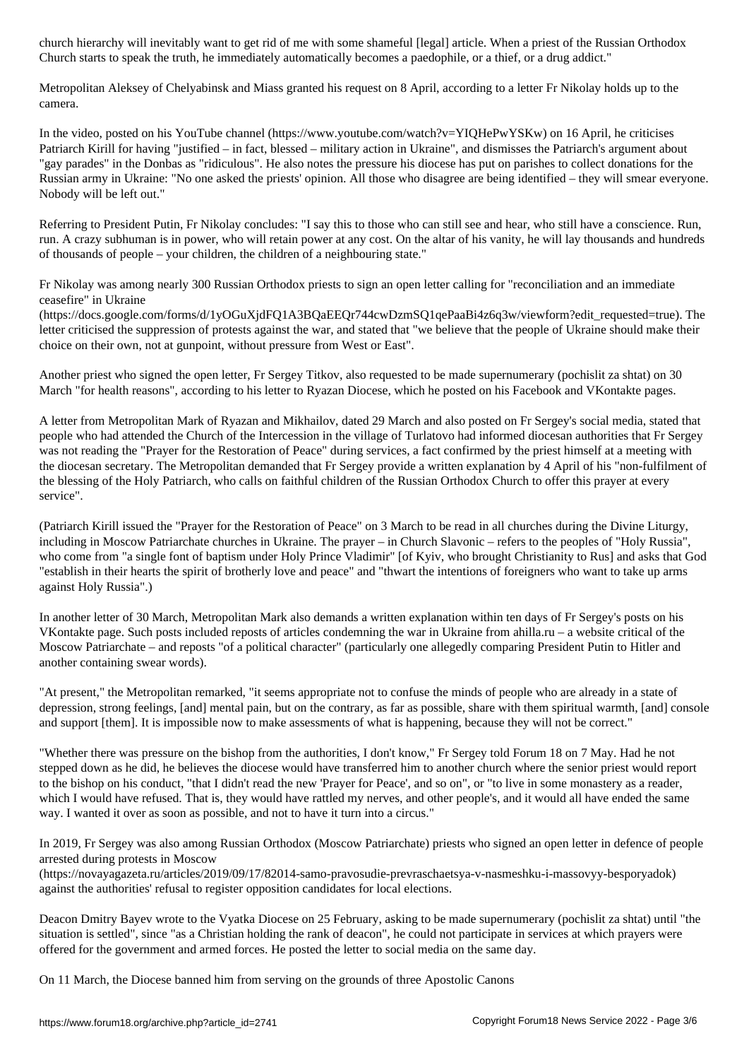church hierarchy will inevitably want to get rid of me with some shameful [legal] article. When a priest of the Russian Orthodox Church starts to speak the truth, he immediately automatically becomes a paedophile, or a thief, or a drug addict."

Metropolitan Aleksey of Chelyabinsk and Miass granted his request on 8 April, according to a letter Fr Nikolay holds up to the camera.

In the video, posted on his YouTube channel (https://www.youtube.com/watch?v=YIQHePwYSKw) on 16 April, he criticises Patriarch Kirill for having "justified – in fact, blessed – military action in Ukraine", and dismisses the Patriarch's argument about "gay parades" in the Donbas as "ridiculous". He also notes the pressure his diocese has put on parishes to collect donations for the Russian army in Ukraine: "No one asked the priests' opinion. All those who disagree are being identified – they will smear everyone. Nobody will be left out."

Referring to President Putin, Fr Nikolay concludes: "I say this to those who can still see and hear, who still have a conscience. Run, run. A crazy subhuman is in power, who will retain power at any cost. On the altar of his vanity, he will lay thousands and hundreds of thousands of people – your children, the children of a neighbouring state."

Fr Nikolay was among nearly 300 Russian Orthodox priests to sign an open letter calling for "reconciliation and an immediate ceasefire" in Ukraine (https://docs.google.com/forms/d/1yOGuXjdFQ1A3BQaEEQr744cwDzmSQ1qePaaBi4z6q3w/viewform?edit_requested=true). The letter criticised the suppression of protests against the war, and stated that "we believe that the people of Ukraine should make their choice on their own, not at gunpoint, without pressure from West or East".

Another priest who signed the open letter, Fr Sergey Titkov, also requested to be made supernumerary (pochislit za shtat) on 30 March "for health reasons", according to his letter to Ryazan Diocese, which he posted on his Facebook and VKontakte pages.

A letter from Metropolitan Mark of Ryazan and Mikhailov, dated 29 March and also posted on Fr Sergey's social media, stated that people who had attended the Church of the Intercession in the village of Turlatovo had informed diocesan authorities that Fr Sergey was not reading the "Prayer for the Restoration of Peace" during services, a fact confirmed by the priest himself at a meeting with the diocesan secretary. The Metropolitan demanded that Fr Sergey provide a written explanation by 4 April of his "non-fulfilment of the blessing of the Holy Patriarch, who calls on faithful children of the Russian Orthodox Church to offer this prayer at every service".

(Patriarch Kirill issued the "Prayer for the Restoration of Peace" on 3 March to be read in all churches during the Divine Liturgy, including in Moscow Patriarchate churches in Ukraine. The prayer – in Church Slavonic – refers to the peoples of "Holy Russia", who come from "a single font of baptism under Holy Prince Vladimir" [of Kyiv, who brought Christianity to Rus] and asks that God "establish in their hearts the spirit of brotherly love and peace" and "thwart the intentions of foreigners who want to take up arms against Holy Russia".)

In another letter of 30 March, Metropolitan Mark also demands a written explanation within ten days of Fr Sergey's posts on his VKontakte page. Such posts included reposts of articles condemning the war in Ukraine from ahilla.ru – a website critical of the Moscow Patriarchate – and reposts "of a political character" (particularly one allegedly comparing President Putin to Hitler and another containing swear words).

"At present," the Metropolitan remarked, "it seems appropriate not to confuse the minds of people who are already in a state of depression, strong feelings, [and] mental pain, but on the contrary, as far as possible, share with them spiritual warmth, [and] console and support [them]. It is impossible now to make assessments of what is happening, because they will not be correct."

"Whether there was pressure on the bishop from the authorities, I don't know," Fr Sergey told Forum 18 on 7 May. Had he not stepped down as he did, he believes the diocese would have transferred him to another church where the senior priest would report to the bishop on his conduct, "that I didn't read the new 'Prayer for Peace', and so on", or "to live in some monastery as a reader, which I would have refused. That is, they would have rattled my nerves, and other people's, and it would all have ended the same way. I wanted it over as soon as possible, and not to have it turn into a circus."

In 2019, Fr Sergey was also among Russian Orthodox (Moscow Patriarchate) priests who signed an open letter in defence of people arrested during protests in Moscow (https://novayagazeta.ru/articles/2019/09/17/82014-samo-pravosudie-prevraschaetsya-v-nasmeshku-i-massovyy-besporyadok) against the authorities' refusal to register opposition candidates for local elections.

Deacon Dmitry Bayev wrote to the Vyatka Diocese on 25 February, asking to be made supernumerary (pochislit za shtat) until "the situation is settled", since "as a Christian holding the rank of deacon", he could not participate in services at which prayers were offered for the government and armed forces. He posted the letter to social media on the same day.

On 11 March, the Diocese banned him from serving on the grounds of three Apostolic Canons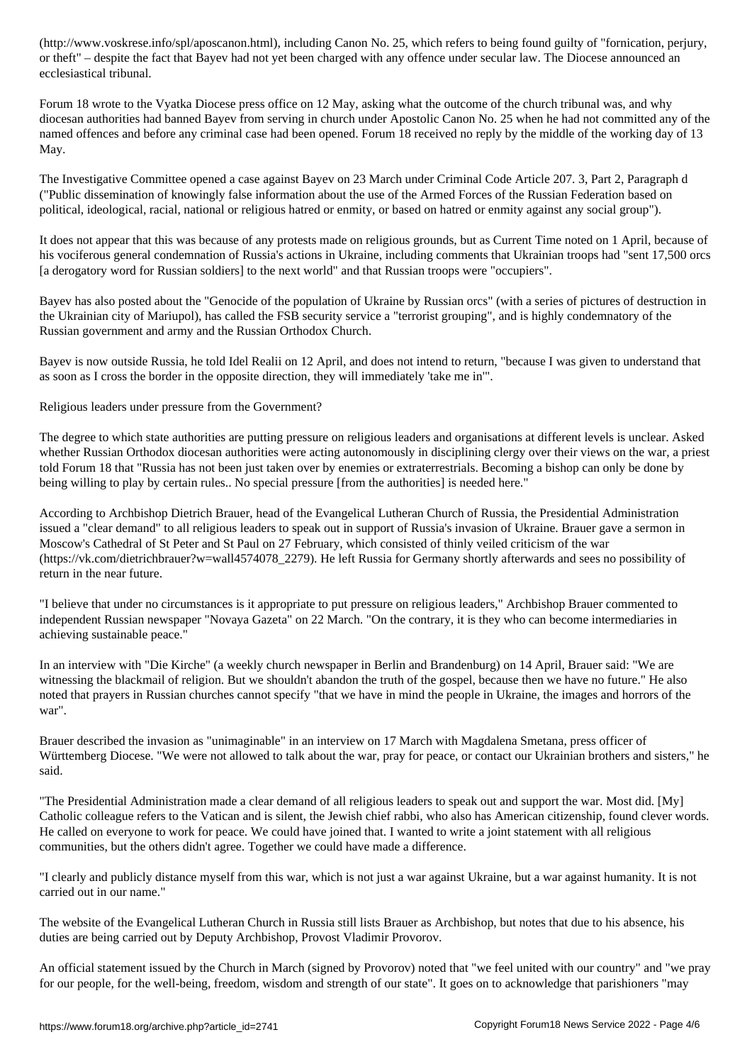(http://www.voskrese.info/spl/aposcanon.html), including Canon No. 25, which refers to being found guilty of "fornication, perjury, or theft" – despite the fact that Bayev had not yet been charged with any offence under secular law. The Diocese announced an ecclesiastical tribunal.

Forum 18 wrote to the Vyatka Diocese press office on 12 May, asking what the outcome of the church tribunal was, and why diocesan authorities had banned Bayev from serving in church under Apostolic Canon No. 25 when he had not committed any of the named offences and before any criminal case had been opened. Forum 18 received no reply by the middle of the working day of 13 May.

The Investigative Committee opened a case against Bayev on 23 March under Criminal Code Article 207. 3, Part 2, Paragraph d ("Public dissemination of knowingly false information about the use of the Armed Forces of the Russian Federation based on political, ideological, racial, national or religious hatred or enmity, or based on hatred or enmity against any social group").

It does not appear that this was because of any protests made on religious grounds, but as Current Time noted on 1 April, because of his vociferous general condemnation of Russia's actions in Ukraine, including comments that Ukrainian troops had "sent 17,500 orcs [a derogatory word for Russian soldiers] to the next world" and that Russian troops were "occupiers".

Bayev has also posted about the "Genocide of the population of Ukraine by Russian orcs" (with a series of pictures of destruction in the Ukrainian city of Mariupol), has called the FSB security service a "terrorist grouping", and is highly condemnatory of the Russian government and army and the Russian Orthodox Church.

Bayev is now outside Russia, he told Idel Realii on 12 April, and does not intend to return, "because I was given to understand that as soon as I cross the border in the opposite direction, they will immediately 'take me in'".

## Religious leaders under pressure from the Government?

The degree to which state authorities are putting pressure on religious leaders and organisations at different levels is unclear. Asked whether Russian Orthodox diocesan authorities were acting autonomously in disciplining clergy over their views on the war, a priest told Forum 18 that "Russia has not been just taken over by enemies or extraterrestrials. Becoming a bishop can only be done by being willing to play by certain rules.. No special pressure [from the authorities] is needed here."

According to Archbishop Dietrich Brauer, head of the Evangelical Lutheran Church of Russia, the Presidential Administration issued a "clear demand" to all religious leaders to speak out in support of Russia's invasion of Ukraine. Brauer gave a sermon in Moscow's Cathedral of St Peter and St Paul on 27 February, which consisted of thinly veiled criticism of the war (https://vk.com/dietrichbrauer?w=wall4574078_2279). He left Russia for Germany shortly afterwards and sees no possibility of return in the near future.

"I believe that under no circumstances is it appropriate to put pressure on religious leaders," Archbishop Brauer commented to independent Russian newspaper "Novaya Gazeta" on 22 March. "On the contrary, it is they who can become intermediaries in achieving sustainable peace."

In an interview with "Die Kirche" (a weekly church newspaper in Berlin and Brandenburg) on 14 April, Brauer said: "We are witnessing the blackmail of religion. But we shouldn't abandon the truth of the gospel, because then we have no future." He also noted that prayers in Russian churches cannot specify "that we have in mind the people in Ukraine, the images and horrors of the war".

Brauer described the invasion as "unimaginable" in an interview on 17 March with Magdalena Smetana, press officer of Württemberg Diocese. "We were not allowed to talk about the war, pray for peace, or contact our Ukrainian brothers and sisters," he said.

"The Presidential Administration made a clear demand of all religious leaders to speak out and support the war. Most did. [My] Catholic colleague refers to the Vatican and is silent, the Jewish chief rabbi, who also has American citizenship, found clever words. He called on everyone to work for peace. We could have joined that. I wanted to write a joint statement with all religious communities, but the others didn't agree. Together we could have made a difference.

"I clearly and publicly distance myself from this war, which is not just a war against Ukraine, but a war against humanity. It is not carried out in our name."

The website of the Evangelical Lutheran Church in Russia still lists Brauer as Archbishop, but notes that due to his absence, his duties are being carried out by Deputy Archbishop, Provost Vladimir Provorov.

An official statement issued by the Church in March (signed by Provorov) noted that "we feel united with our country" and "we pray for our people, for the well-being, freedom, wisdom and strength of our state". It goes on to acknowledge that parishioners "may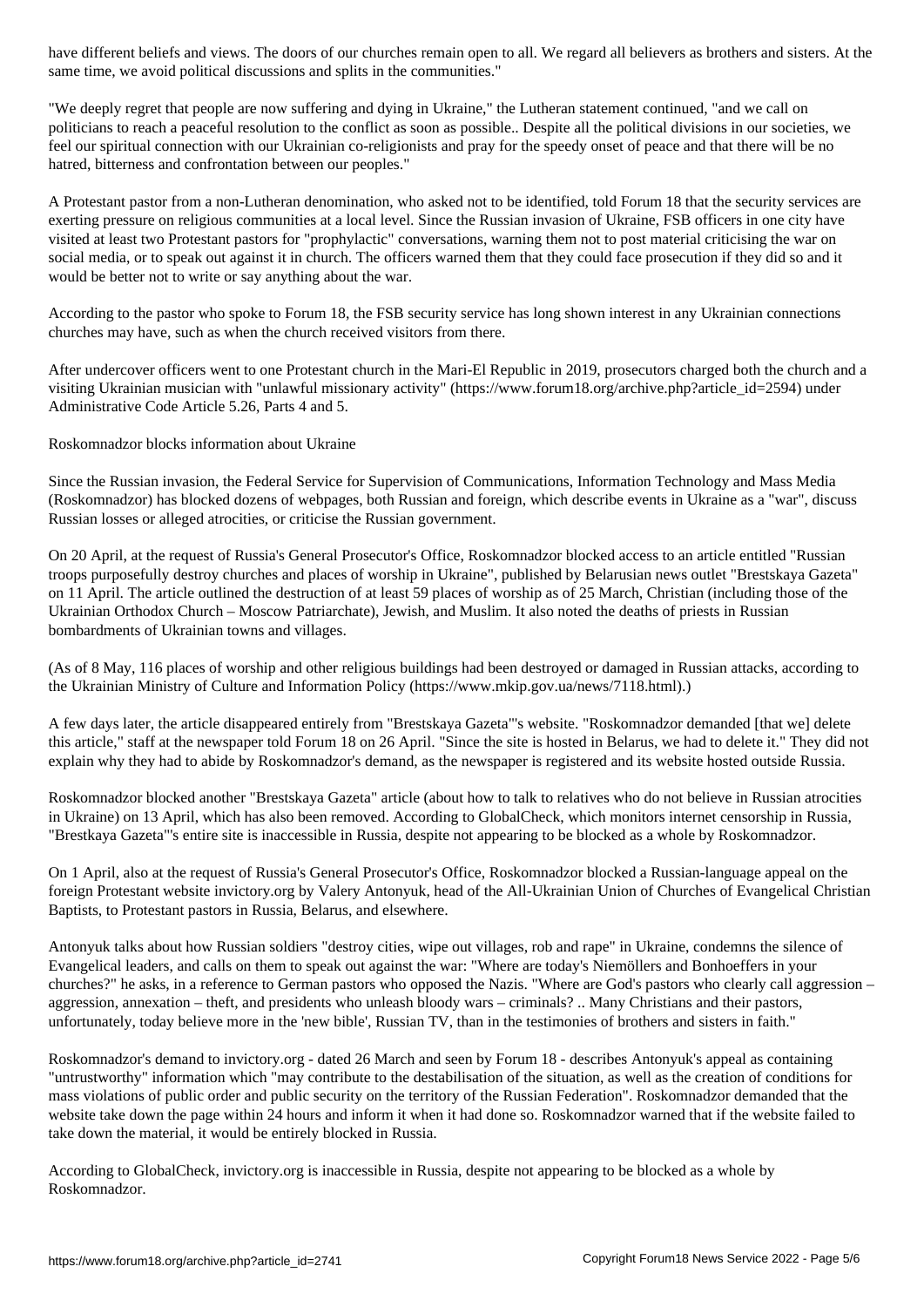have different beliefs and views. The doors of our churches remain open to all. We regard all believers as brothers and sisters. At the same time, we avoid political discussions and splits in the communities."

"We deeply regret that people are now suffering and dying in Ukraine," the Lutheran statement continued, "and we call on politicians to reach a peaceful resolution to the conflict as soon as possible.. Despite all the political divisions in our societies, we feel our spiritual connection with our Ukrainian co-religionists and pray for the speedy onset of peace and that there will be no hatred, bitterness and confrontation between our peoples."

A Protestant pastor from a non-Lutheran denomination, who asked not to be identified, told Forum 18 that the security services are exerting pressure on religious communities at a local level. Since the Russian invasion of Ukraine, FSB officers in one city have visited at least two Protestant pastors for "prophylactic" conversations, warning them not to post material criticising the war on social media, or to speak out against it in church. The officers warned them that they could face prosecution if they did so and it would be better not to write or say anything about the war.

According to the pastor who spoke to Forum 18, the FSB security service has long shown interest in any Ukrainian connections churches may have, such as when the church received visitors from there.

After undercover officers went to one Protestant church in the Mari-El Republic in 2019, prosecutors charged both the church and a visiting Ukrainian musician with "unlawful missionary activity" (https://www.forum18.org/archive.php?article_id=2594) under Administrative Code Article 5.26, Parts 4 and 5.

Roskomnadzor blocks information about Ukraine

Since the Russian invasion, the Federal Service for Supervision of Communications, Information Technology and Mass Media (Roskomnadzor) has blocked dozens of webpages, both Russian and foreign, which describe events in Ukraine as a "war", discuss Russian losses or alleged atrocities, or criticise the Russian government.

On 20 April, at the request of Russia's General Prosecutor's Office, Roskomnadzor blocked access to an article entitled "Russian troops purposefully destroy churches and places of worship in Ukraine", published by Belarusian news outlet "Brestskaya Gazeta" on 11 April. The article outlined the destruction of at least 59 places of worship as of 25 March, Christian (including those of the Ukrainian Orthodox Church – Moscow Patriarchate), Jewish, and Muslim. It also noted the deaths of priests in Russian bombardments of Ukrainian towns and villages.

(As of 8 May, 116 places of worship and other religious buildings had been destroyed or damaged in Russian attacks, according to the Ukrainian Ministry of Culture and Information Policy (https://www.mkip.gov.ua/news/7118.html).)

A few days later, the article disappeared entirely from "Brestskaya Gazeta"'s website. "Roskomnadzor demanded [that we] delete this article," staff at the newspaper told Forum 18 on 26 April. "Since the site is hosted in Belarus, we had to delete it." They did not explain why they had to abide by Roskomnadzor's demand, as the newspaper is registered and its website hosted outside Russia.

Roskomnadzor blocked another "Brestskaya Gazeta" article (about how to talk to relatives who do not believe in Russian atrocities in Ukraine) on 13 April, which has also been removed. According to GlobalCheck, which monitors internet censorship in Russia, "Brestkaya Gazeta"'s entire site is inaccessible in Russia, despite not appearing to be blocked as a whole by Roskomnadzor.

On 1 April, also at the request of Russia's General Prosecutor's Office, Roskomnadzor blocked a Russian-language appeal on the foreign Protestant website invictory.org by Valery Antonyuk, head of the All-Ukrainian Union of Churches of Evangelical Christian Baptists, to Protestant pastors in Russia, Belarus, and elsewhere.

Antonyuk talks about how Russian soldiers "destroy cities, wipe out villages, rob and rape" in Ukraine, condemns the silence of Evangelical leaders, and calls on them to speak out against the war: "Where are today's Niemöllers and Bonhoeffers in your churches?" he asks, in a reference to German pastors who opposed the Nazis. "Where are God's pastors who clearly call aggression – aggression, annexation – theft, and presidents who unleash bloody wars – criminals? .. Many Christians and their pastors, unfortunately, today believe more in the 'new bible', Russian TV, than in the testimonies of brothers and sisters in faith."

Roskomnadzor's demand to invictory.org - dated 26 March and seen by Forum 18 - describes Antonyuk's appeal as containing "untrustworthy" information which "may contribute to the destabilisation of the situation, as well as the creation of conditions for mass violations of public order and public security on the territory of the Russian Federation". Roskomnadzor demanded that the website take down the page within 24 hours and inform it when it had done so. Roskomnadzor warned that if the website failed to take down the material, it would be entirely blocked in Russia.

According to GlobalCheck, invictory.org is inaccessible in Russia, despite not appearing to be blocked as a whole by Roskomnadzor.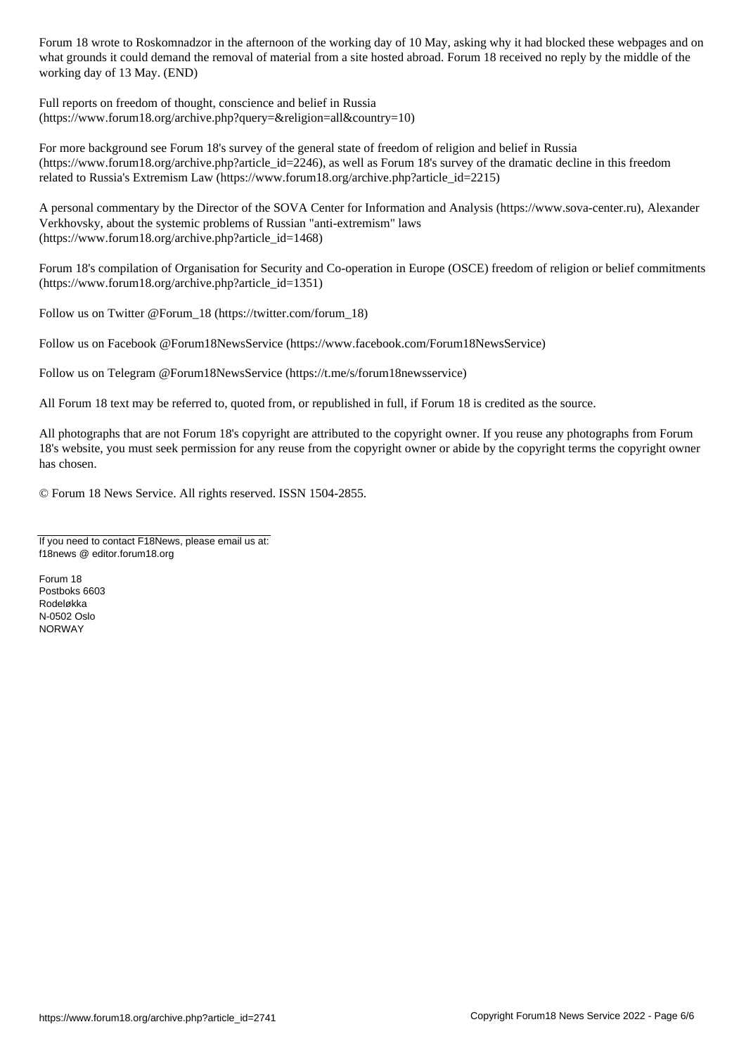Forum 18 wrote to Roskomnadzor in the afternoon of the working day of 10 May, asking why it had blocked these webpages and on what grounds it could demand the removal of material from a site hosted abroad. Forum 18 received no reply by the middle of the working day of 13 May. (END)

Full reports on freedom of thought, conscience and belief in Russia (https://www.forum18.org/archive.php?query=&religion=all&country=10)

For more background see Forum 18's survey of the general state of freedom of religion and belief in Russia (https://www.forum18.org/archive.php?article_id=2246), as well as Forum 18's survey of the dramatic decline in this freedom related to Russia's Extremism Law (https://www.forum18.org/archive.php?article_id=2215)

A personal commentary by the Director of the SOVA Center for Information and Analysis (https://www.sova-center.ru), Alexander Verkhovsky, about the systemic problems of Russian "anti-extremism" laws (https://www.forum18.org/archive.php?article_id=1468)

Forum 18's compilation of Organisation for Security and Co-operation in Europe (OSCE) freedom of religion or belief commitments (https://www.forum18.org/archive.php?article_id=1351)

Follow us on Twitter @Forum_18 (https://twitter.com/forum_18)

Follow us on Facebook @Forum18NewsService (https://www.facebook.com/Forum18NewsService)

Follow us on Telegram @Forum18NewsService (https://t.me/s/forum18newsservice)

All Forum 18 text may be referred to, quoted from, or republished in full, if Forum 18 is credited as the source.

All photographs that are not Forum 18's copyright are attributed to the copyright owner. If you reuse any photographs from Forum 18's website, you must seek permission for any reuse from the copyright owner or abide by the copyright terms the copyright owner has chosen.

© Forum 18 News Service. All rights reserved. ISSN 1504-2855.

---

If you need to contact F18News, please email us at:
f18news @ editor.forum18.org

Forum 18
Postboks 6603
Rodeløkka
N-0502 Oslo
NORWAY